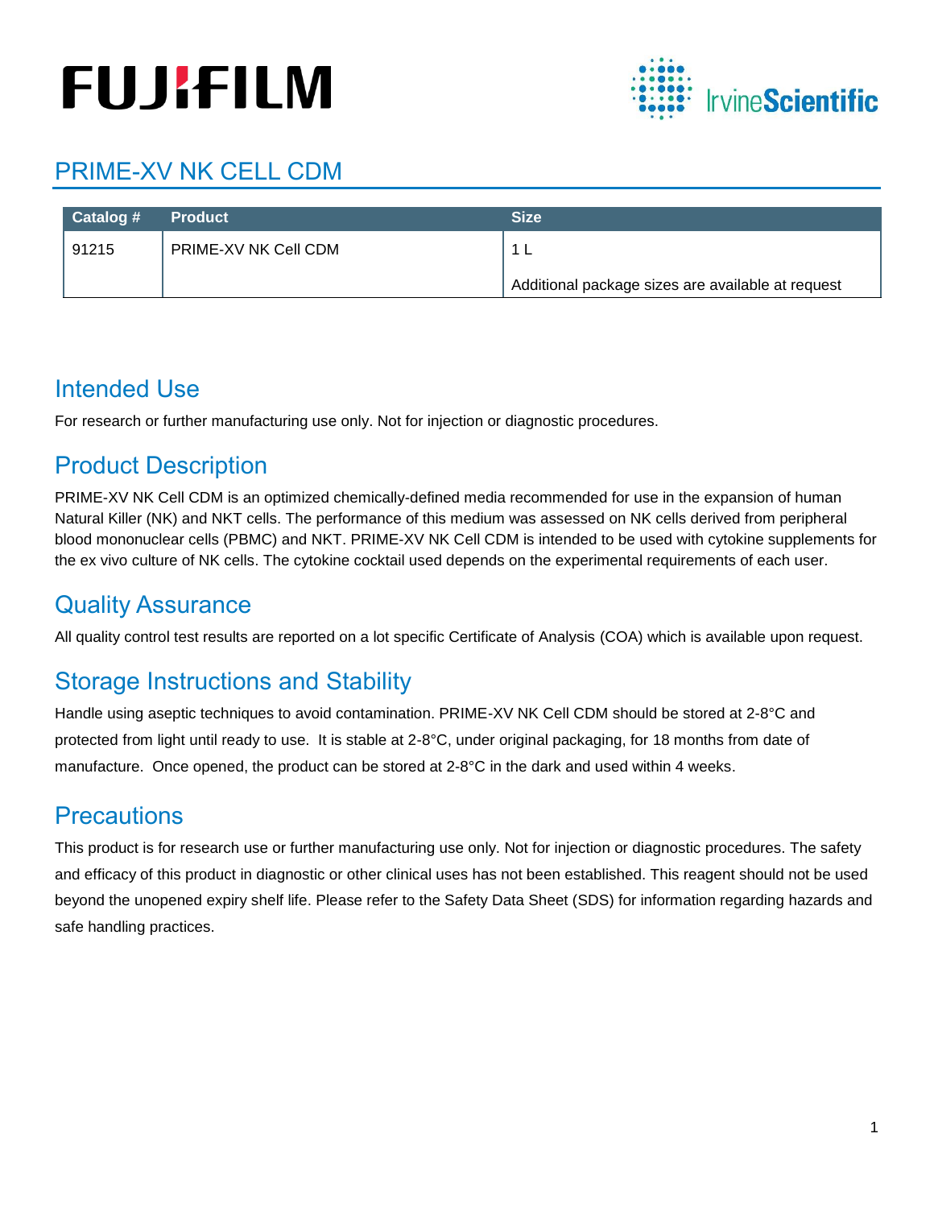# PRIME-XV NK CELL CDM

| Catalog # | Product | Size |
|---|---|---|
| 91215 | PRIME-XV NK Cell CDM | 1 L<br>Additional package sizes are available at request |

## Intended Use

For research or further manufacturing use only. Not for injection or diagnostic procedures.

## Product Description

PRIME-XV NK Cell CDM is an optimized chemically-defined media recommended for use in the expansion of human Natural Killer (NK) and NKT cells. The performance of this medium was assessed on NK cells derived from peripheral blood mononuclear cells (PBMC) and NKT. PRIME-XV NK Cell CDM is intended to be used with cytokine supplements for the ex vivo culture of NK cells. The cytokine cocktail used depends on the experimental requirements of each user.

## Quality Assurance

All quality control test results are reported on a lot specific Certificate of Analysis (COA) which is available upon request.

## Storage Instructions and Stability

Handle using aseptic techniques to avoid contamination. PRIME-XV NK Cell CDM should be stored at 2-8°C and protected from light until ready to use. It is stable at 2-8°C, under original packaging, for 18 months from date of manufacture. Once opened, the product can be stored at 2-8°C in the dark and used within 4 weeks.

## Precautions

This product is for research use or further manufacturing use only. Not for injection or diagnostic procedures. The safety and efficacy of this product in diagnostic or other clinical uses has not been established. This reagent should not be used beyond the unopened expiry shelf life. Please refer to the Safety Data Sheet (SDS) for information regarding hazards and safe handling practices.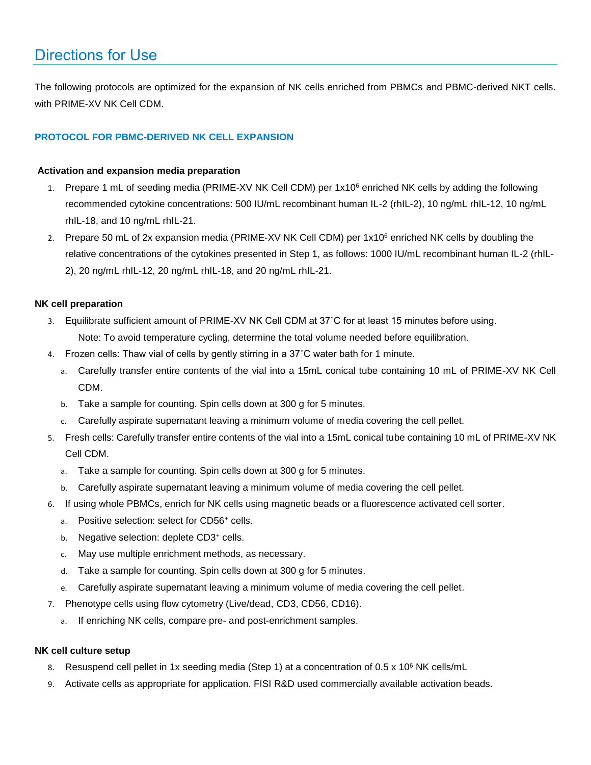## Directions for Use

The following protocols are optimized for the expansion of NK cells enriched from PBMCs and PBMC-derived NKT cells. with PRIME-XV NK Cell CDM.

### PROTOCOL FOR PBMC-DERIVED NK CELL EXPANSION

**Activation and expansion media preparation**

1. Prepare 1 mL of seeding media (PRIME-XV NK Cell CDM) per $1x10^6$ enriched NK cells by adding the following recommended cytokine concentrations: 500 IU/mL recombinant human IL-2 (rhIL-2), 10 ng/mL rhIL-12, 10 ng/mL rhIL-18, and 10 ng/mL rhIL-21.
2. Prepare 50 mL of 2x expansion media (PRIME-XV NK Cell CDM) per $1x10^6$ enriched NK cells by doubling the relative concentrations of the cytokines presented in Step 1, as follows: 1000 IU/mL recombinant human IL-2 (rhIL-2), 20 ng/mL rhIL-12, 20 ng/mL rhIL-18, and 20 ng/mL rhIL-21.

**NK cell preparation**

3. Equilibrate sufficient amount of PRIME-XV NK Cell CDM at 37˚C for at least 15 minutes before using.
   Note: To avoid temperature cycling, determine the total volume needed before equilibration.
4. Frozen cells: Thaw vial of cells by gently stirring in a 37˚C water bath for 1 minute.
   a. Carefully transfer entire contents of the vial into a 15mL conical tube containing 10 mL of PRIME-XV NK Cell CDM.
   b. Take a sample for counting. Spin cells down at 300 g for 5 minutes.
   c. Carefully aspirate supernatant leaving a minimum volume of media covering the cell pellet.
5. Fresh cells: Carefully transfer entire contents of the vial into a 15mL conical tube containing 10 mL of PRIME-XV NK Cell CDM.
   a. Take a sample for counting. Spin cells down at 300 g for 5 minutes.
   b. Carefully aspirate supernatant leaving a minimum volume of media covering the cell pellet.
6. If using whole PBMCs, enrich for NK cells using magnetic beads or a fluorescence activated cell sorter.
   a. Positive selection: select for $CD56^+$ cells.
   b. Negative selection: deplete $CD3^+$ cells.
   c. May use multiple enrichment methods, as necessary.
   d. Take a sample for counting. Spin cells down at 300 g for 5 minutes.
   e. Carefully aspirate supernatant leaving a minimum volume of media covering the cell pellet.
7. Phenotype cells using flow cytometry (Live/dead, CD3, CD56, CD16).
   a. If enriching NK cells, compare pre- and post-enrichment samples.

**NK cell culture setup**

8. Resuspend cell pellet in 1x seeding media (Step 1) at a concentration of $0.5 \times 10^6$ NK cells/mL
9. Activate cells as appropriate for application. FISI R&D used commercially available activation beads.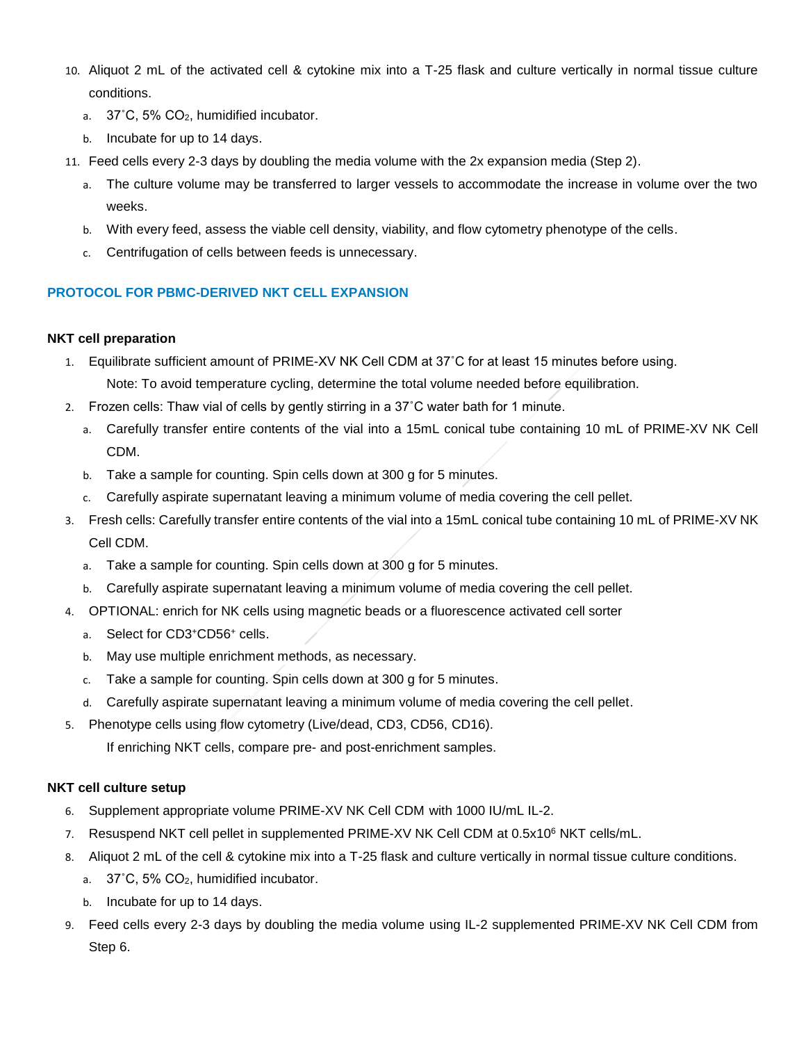10. Aliquot 2 mL of the activated cell & cytokine mix into a T-25 flask and culture vertically in normal tissue culture conditions.
    a. 37˚C, 5% $CO_2$, humidified incubator.
    b. Incubate for up to 14 days.
11. Feed cells every 2-3 days by doubling the media volume with the 2x expansion media (Step 2).
    a. The culture volume may be transferred to larger vessels to accommodate the increase in volume over the two weeks.
    b. With every feed, assess the viable cell density, viability, and flow cytometry phenotype of the cells.
    c. Centrifugation of cells between feeds is unnecessary.

## PROTOCOL FOR PBMC-DERIVED NKT CELL EXPANSION

**NKT cell preparation**

1. Equilibrate sufficient amount of PRIME-XV NK Cell CDM at 37˚C for at least 15 minutes before using.
   Note: To avoid temperature cycling, determine the total volume needed before equilibration.
2. Frozen cells: Thaw vial of cells by gently stirring in a 37˚C water bath for 1 minute.
   a. Carefully transfer entire contents of the vial into a 15mL conical tube containing 10 mL of PRIME-XV NK Cell CDM.
   b. Take a sample for counting. Spin cells down at 300 g for 5 minutes.
   c. Carefully aspirate supernatant leaving a minimum volume of media covering the cell pellet.
3. Fresh cells: Carefully transfer entire contents of the vial into a 15mL conical tube containing 10 mL of PRIME-XV NK Cell CDM.
   a. Take a sample for counting. Spin cells down at 300 g for 5 minutes.
   b. Carefully aspirate supernatant leaving a minimum volume of media covering the cell pellet.
4. OPTIONAL: enrich for NK cells using magnetic beads or a fluorescence activated cell sorter
   a. Select for $CD3^+CD56^+$ cells.
   b. May use multiple enrichment methods, as necessary.
   c. Take a sample for counting. Spin cells down at 300 g for 5 minutes.
   d. Carefully aspirate supernatant leaving a minimum volume of media covering the cell pellet.
5. Phenotype cells using flow cytometry (Live/dead, CD3, CD56, CD16).
   If enriching NKT cells, compare pre- and post-enrichment samples.

**NKT cell culture setup**

6. Supplement appropriate volume PRIME-XV NK Cell CDM with 1000 IU/mL IL-2.
7. Resuspend NKT cell pellet in supplemented PRIME-XV NK Cell CDM at $0.5 \times 10^6$ NKT cells/mL.
8. Aliquot 2 mL of the cell & cytokine mix into a T-25 flask and culture vertically in normal tissue culture conditions.
   a. 37˚C, 5% $CO_2$, humidified incubator.
   b. Incubate for up to 14 days.
9. Feed cells every 2-3 days by doubling the media volume using IL-2 supplemented PRIME-XV NK Cell CDM from Step 6.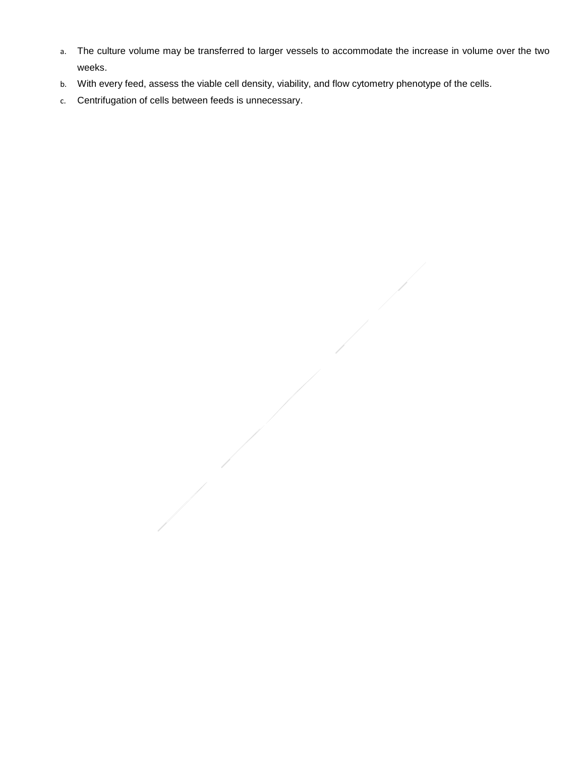a. The culture volume may be transferred to larger vessels to accommodate the increase in volume over the two weeks.
b. With every feed, assess the viable cell density, viability, and flow cytometry phenotype of the cells.
c. Centrifugation of cells between feeds is unnecessary.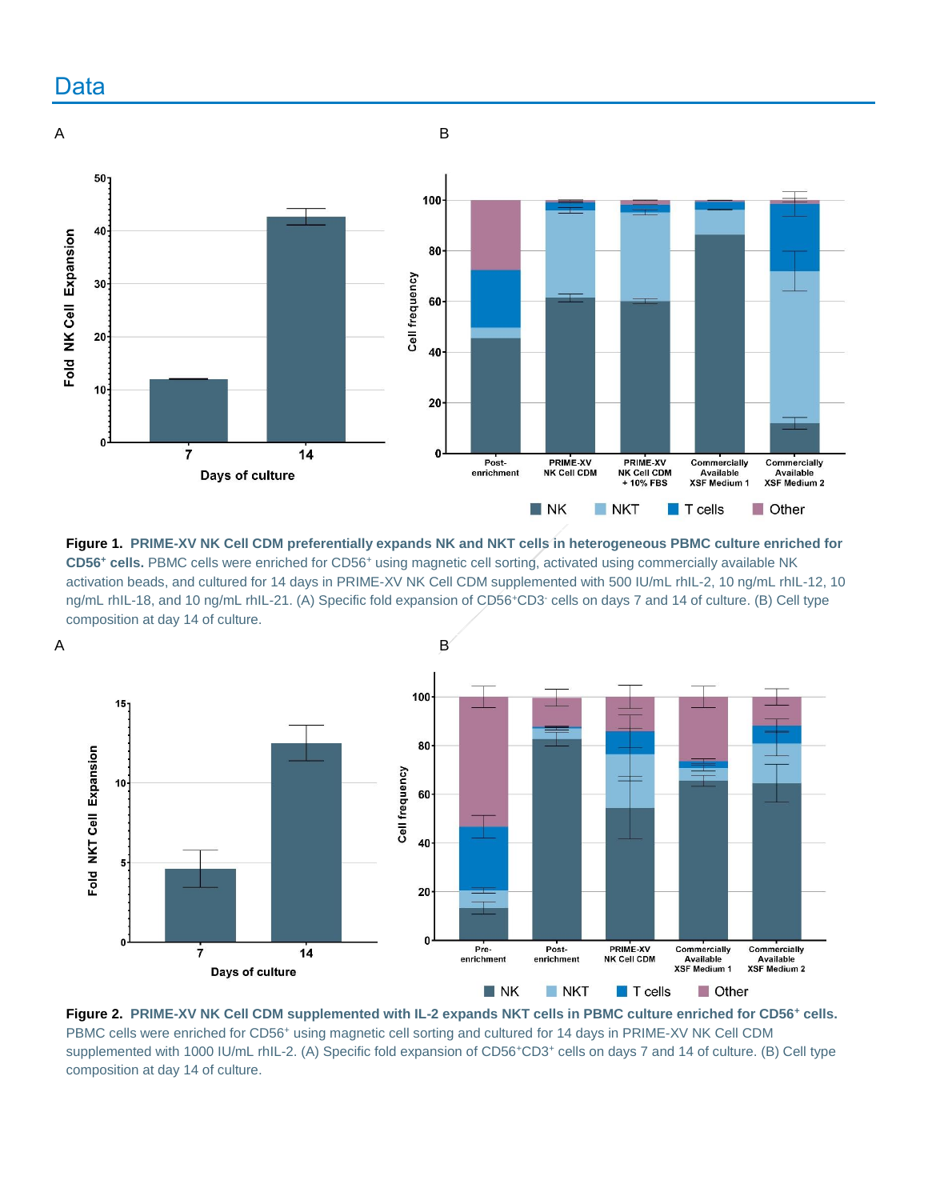## Data

Figure 1. PRIME-XV NK Cell CDM preferentially expands NK and NKT cells in heterogeneous PBMC culture enriched for CD56⁺ cells. PBMC cells were enriched for CD56⁺ using magnetic cell sorting, activated using commercially available NK activation beads, and cultured for 14 days in PRIME-XV NK Cell CDM supplemented with 500 IU/mL rhIL-2, 10 ng/mL rhIL-12, 10 ng/mL rhIL-18, and 10 ng/mL rhIL-21. (A) Specific fold expansion of CD56⁺CD3⁻ cells on days 7 and 14 of culture. (B) Cell type composition at day 14 of culture.

Figure 2. PRIME-XV NK Cell CDM supplemented with IL-2 expands NKT cells in PBMC culture enriched for CD56⁺ cells. PBMC cells were enriched for CD56⁺ using magnetic cell sorting and cultured for 14 days in PRIME-XV NK Cell CDM supplemented with 1000 IU/mL rhIL-2. (A) Specific fold expansion of CD56⁺CD3⁺ cells on days 7 and 14 of culture. (B) Cell type composition at day 14 of culture.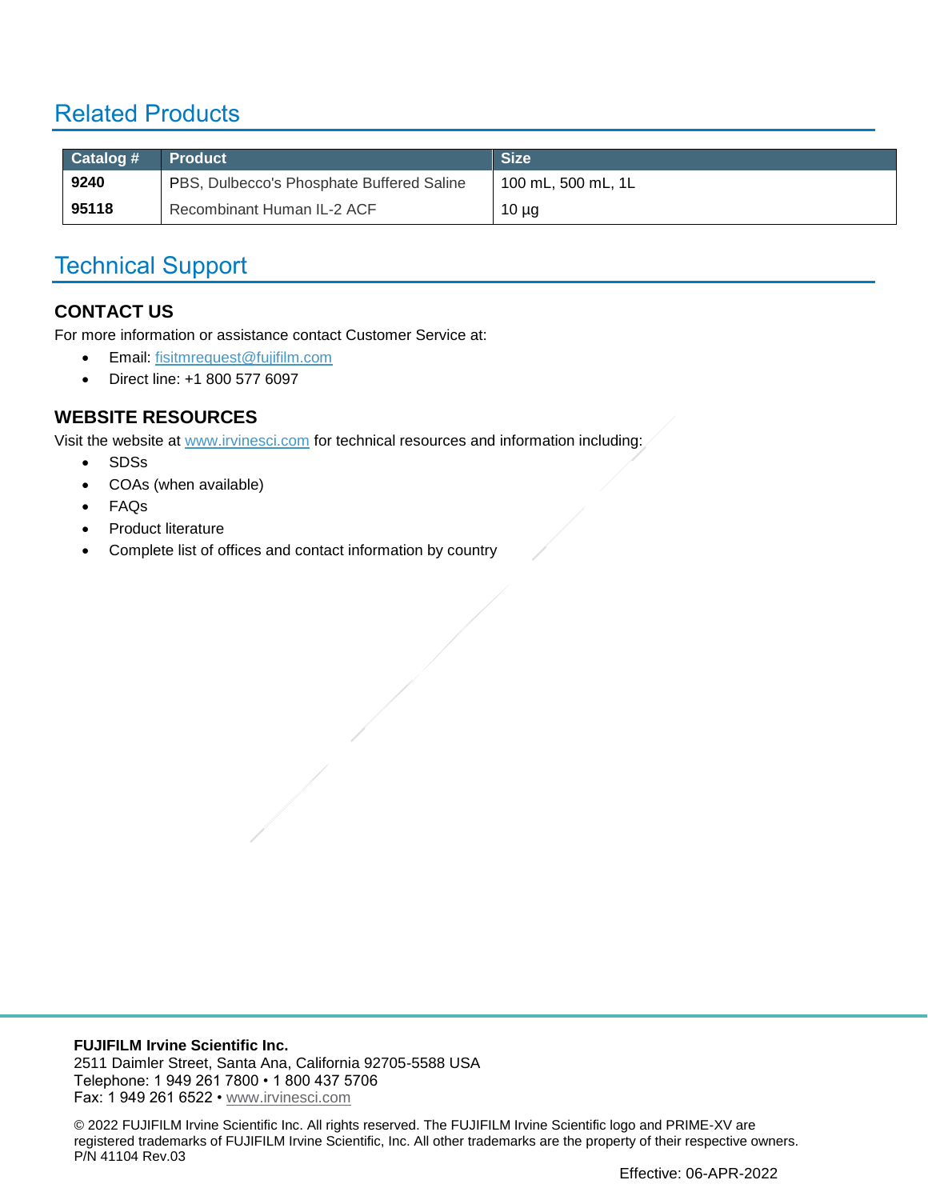## Related Products

| Catalog # | Product | Size |
|---|---|---|
| **9240** | PBS, Dulbecco's Phosphate Buffered Saline | 100 mL, 500 mL, 1L |
| **95118** | Recombinant Human IL-2 ACF | 10 µg |

## Technical Support

### CONTACT US

For more information or assistance contact Customer Service at:

- Email: fisitmrequest@fujifilm.com
- Direct line: +1 800 577 6097

### WEBSITE RESOURCES

Visit the website at www.irvinesci.com for technical resources and information including:

- SDSs
- COAs (when available)
- FAQs
- Product literature
- Complete list of offices and contact information by country

**FUJIFILM Irvine Scientific Inc.**
2511 Daimler Street, Santa Ana, California 92705-5588 USA
Telephone: 1 949 261 7800 • 1 800 437 5706
Fax: 1 949 261 6522 • www.irvinesci.com

© 2022 FUJIFILM Irvine Scientific Inc. All rights reserved. The FUJIFILM Irvine Scientific logo and PRIME-XV are registered trademarks of FUJIFILM Irvine Scientific, Inc. All other trademarks are the property of their respective owners.
P/N 41104 Rev.03

Effective: 06-APR-2022